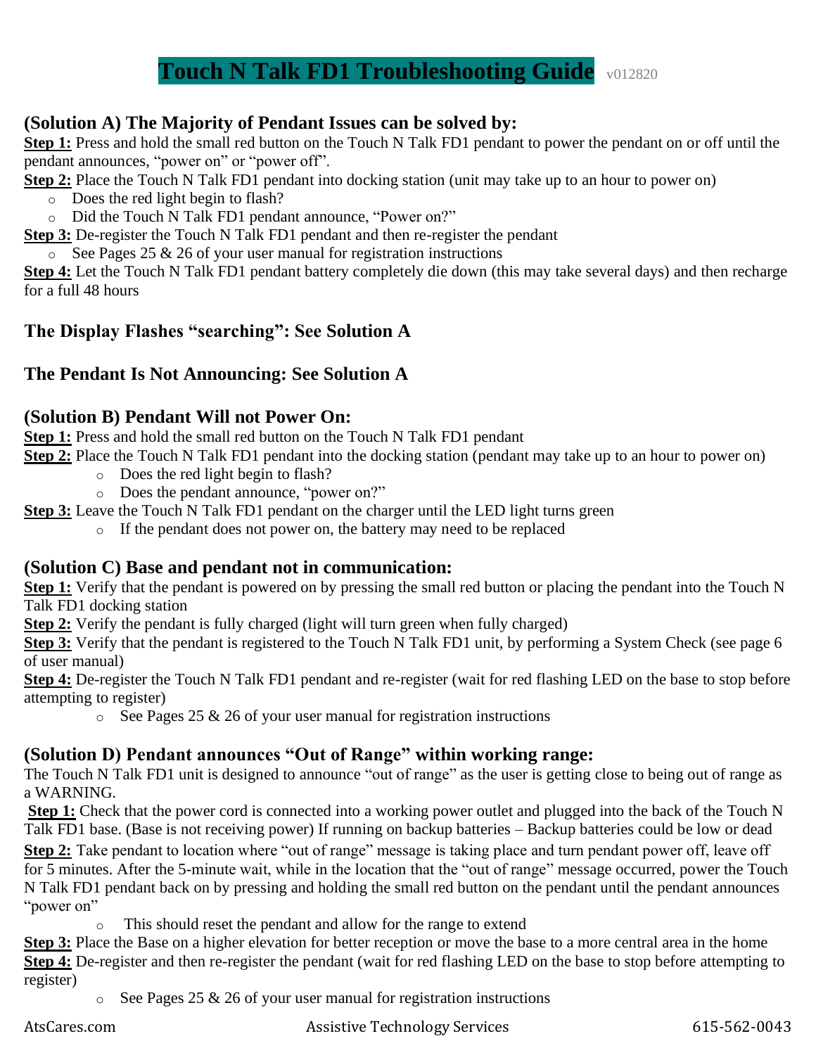# Touch N Talk FD1 Troubleshooting Guide v012820

## (Solution A) The Majority of Pendant Issues can be solved by:

**Step 1:** Press and hold the small red button on the Touch N Talk FD1 pendant to power the pendant on or off until the pendant announces, "power on" or "power off".

**Step 2:** Place the Touch N Talk FD1 pendant into docking station (unit may take up to an hour to power on)

- Does the red light begin to flash?
- Did the Touch N Talk FD1 pendant announce, "Power on?"

**Step 3:** De-register the Touch N Talk FD1 pendant and then re-register the pendant

- See Pages 25 & 26 of your user manual for registration instructions

**Step 4:** Let the Touch N Talk FD1 pendant battery completely die down (this may take several days) and then recharge for a full 48 hours

## The Display Flashes "searching": See Solution A

## The Pendant Is Not Announcing: See Solution A

## (Solution B) Pendant Will not Power On:

**Step 1:** Press and hold the small red button on the Touch N Talk FD1 pendant

**Step 2:** Place the Touch N Talk FD1 pendant into the docking station (pendant may take up to an hour to power on)

- Does the red light begin to flash?
- Does the pendant announce, "power on?"

**Step 3:** Leave the Touch N Talk FD1 pendant on the charger until the LED light turns green

- If the pendant does not power on, the battery may need to be replaced

## (Solution C) Base and pendant not in communication:

**Step 1:** Verify that the pendant is powered on by pressing the small red button or placing the pendant into the Touch N Talk FD1 docking station

**Step 2:** Verify the pendant is fully charged (light will turn green when fully charged)

**Step 3:** Verify that the pendant is registered to the Touch N Talk FD1 unit, by performing a System Check (see page 6 of user manual)

**Step 4:** De-register the Touch N Talk FD1 pendant and re-register (wait for red flashing LED on the base to stop before attempting to register)

- See Pages 25 & 26 of your user manual for registration instructions

## (Solution D) Pendant announces "Out of Range" within working range:

The Touch N Talk FD1 unit is designed to announce "out of range" as the user is getting close to being out of range as a WARNING.

**Step 1:** Check that the power cord is connected into a working power outlet and plugged into the back of the Touch N Talk FD1 base. (Base is not receiving power) If running on backup batteries – Backup batteries could be low or dead

**Step 2:** Take pendant to location where "out of range" message is taking place and turn pendant power off, leave off for 5 minutes. After the 5-minute wait, while in the location that the "out of range" message occurred, power the Touch N Talk FD1 pendant back on by pressing and holding the small red button on the pendant until the pendant announces "power on"

- This should reset the pendant and allow for the range to extend

**Step 3:** Place the Base on a higher elevation for better reception or move the base to a more central area in the home

**Step 4:** De-register and then re-register the pendant (wait for red flashing LED on the base to stop before attempting to register)

- See Pages 25 & 26 of your user manual for registration instructions

AtsCares.com Assistive Technology Services 615-562-0043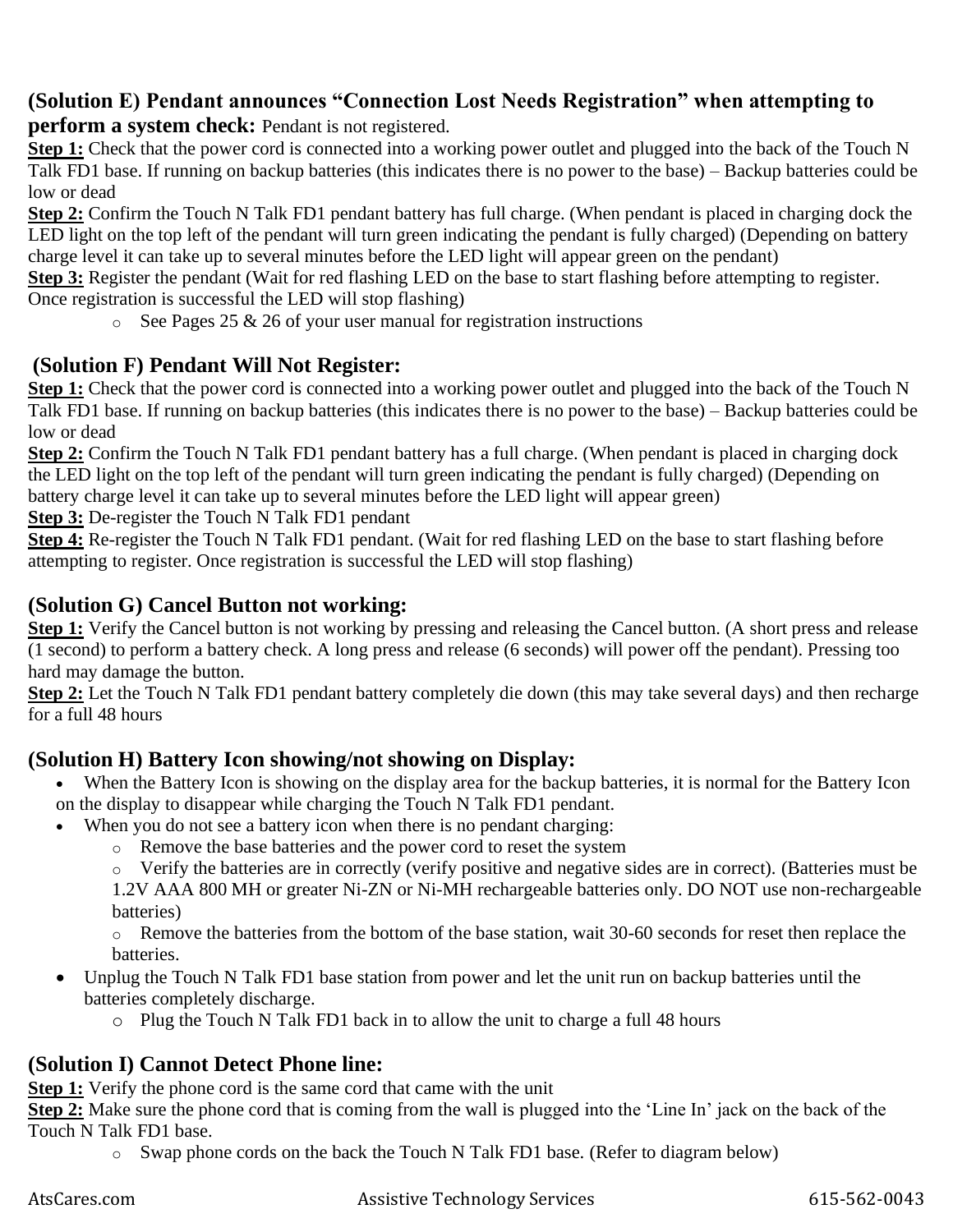### (Solution E) Pendant announces "Connection Lost Needs Registration" when attempting to perform a system check: Pendant is not registered.

**Step 1:** Check that the power cord is connected into a working power outlet and plugged into the back of the Touch N Talk FD1 base. If running on backup batteries (this indicates there is no power to the base) – Backup batteries could be low or dead

**Step 2:** Confirm the Touch N Talk FD1 pendant battery has full charge. (When pendant is placed in charging dock the LED light on the top left of the pendant will turn green indicating the pendant is fully charged) (Depending on battery charge level it can take up to several minutes before the LED light will appear green on the pendant)

**Step 3:** Register the pendant (Wait for red flashing LED on the base to start flashing before attempting to register. Once registration is successful the LED will stop flashing)

- See Pages 25 & 26 of your user manual for registration instructions

### (Solution F) Pendant Will Not Register:

**Step 1:** Check that the power cord is connected into a working power outlet and plugged into the back of the Touch N Talk FD1 base. If running on backup batteries (this indicates there is no power to the base) – Backup batteries could be low or dead

**Step 2:** Confirm the Touch N Talk FD1 pendant battery has a full charge. (When pendant is placed in charging dock the LED light on the top left of the pendant will turn green indicating the pendant is fully charged) (Depending on battery charge level it can take up to several minutes before the LED light will appear green)

**Step 3:** De-register the Touch N Talk FD1 pendant

**Step 4:** Re-register the Touch N Talk FD1 pendant. (Wait for red flashing LED on the base to start flashing before attempting to register. Once registration is successful the LED will stop flashing)

### (Solution G) Cancel Button not working:

**Step 1:** Verify the Cancel button is not working by pressing and releasing the Cancel button. (A short press and release (1 second) to perform a battery check. A long press and release (6 seconds) will power off the pendant). Pressing too hard may damage the button.

**Step 2:** Let the Touch N Talk FD1 pendant battery completely die down (this may take several days) and then recharge for a full 48 hours

### (Solution H) Battery Icon showing/not showing on Display:

- When the Battery Icon is showing on the display area for the backup batteries, it is normal for the Battery Icon on the display to disappear while charging the Touch N Talk FD1 pendant.
- When you do not see a battery icon when there is no pendant charging:
  - Remove the base batteries and the power cord to reset the system
  - Verify the batteries are in correctly (verify positive and negative sides are in correct). (Batteries must be 1.2V AAA 800 MH or greater Ni-ZN or Ni-MH rechargeable batteries only. DO NOT use non-rechargeable batteries)
  - Remove the batteries from the bottom of the base station, wait 30-60 seconds for reset then replace the batteries.
- Unplug the Touch N Talk FD1 base station from power and let the unit run on backup batteries until the batteries completely discharge.
  - Plug the Touch N Talk FD1 back in to allow the unit to charge a full 48 hours

### (Solution I) Cannot Detect Phone line:

**Step 1:** Verify the phone cord is the same cord that came with the unit

**Step 2:** Make sure the phone cord that is coming from the wall is plugged into the 'Line In' jack on the back of the Touch N Talk FD1 base.

- Swap phone cords on the back the Touch N Talk FD1 base. (Refer to diagram below)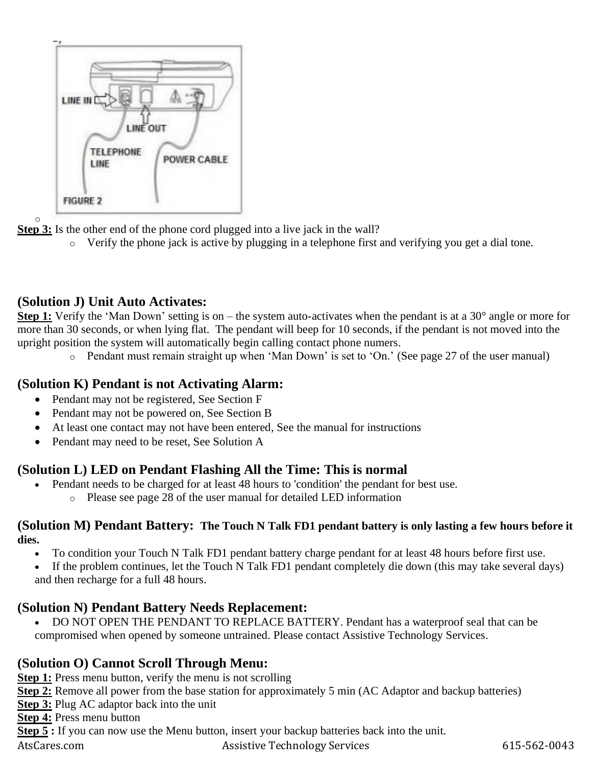**Step 3:** Is the other end of the phone cord plugged into a live jack in the wall?

- Verify the phone jack is active by plugging in a telephone first and verifying you get a dial tone.

### (Solution J) Unit Auto Activates:

**Step 1:** Verify the 'Man Down' setting is on – the system auto-activates when the pendant is at a 30° angle or more for more than 30 seconds, or when lying flat. The pendant will beep for 10 seconds, if the pendant is not moved into the upright position the system will automatically begin calling contact phone numers.

- Pendant must remain straight up when 'Man Down' is set to 'On.' (See page 27 of the user manual)

### (Solution K) Pendant is not Activating Alarm:

- Pendant may not be registered, See Section F
- Pendant may not be powered on, See Section B
- At least one contact may not have been entered, See the manual for instructions
- Pendant may need to be reset, See Solution A

### (Solution L) LED on Pendant Flashing All the Time: This is normal

- Pendant needs to be charged for at least 48 hours to 'condition' the pendant for best use.
  - Please see page 28 of the user manual for detailed LED information

### (Solution M) Pendant Battery: The Touch N Talk FD1 pendant battery is only lasting a few hours before it dies.

- To condition your Touch N Talk FD1 pendant battery charge pendant for at least 48 hours before first use.
- If the problem continues, let the Touch N Talk FD1 pendant completely die down (this may take several days) and then recharge for a full 48 hours.

### (Solution N) Pendant Battery Needs Replacement:

- DO NOT OPEN THE PENDANT TO REPLACE BATTERY. Pendant has a waterproof seal that can be compromised when opened by someone untrained. Please contact Assistive Technology Services.

### (Solution O) Cannot Scroll Through Menu:

**Step 1:** Press menu button, verify the menu is not scrolling
**Step 2:** Remove all power from the base station for approximately 5 min (AC Adaptor and backup batteries)
**Step 3:** Plug AC adaptor back into the unit
**Step 4:** Press menu button
**Step 5 :** If you can now use the Menu button, insert your backup batteries back into the unit.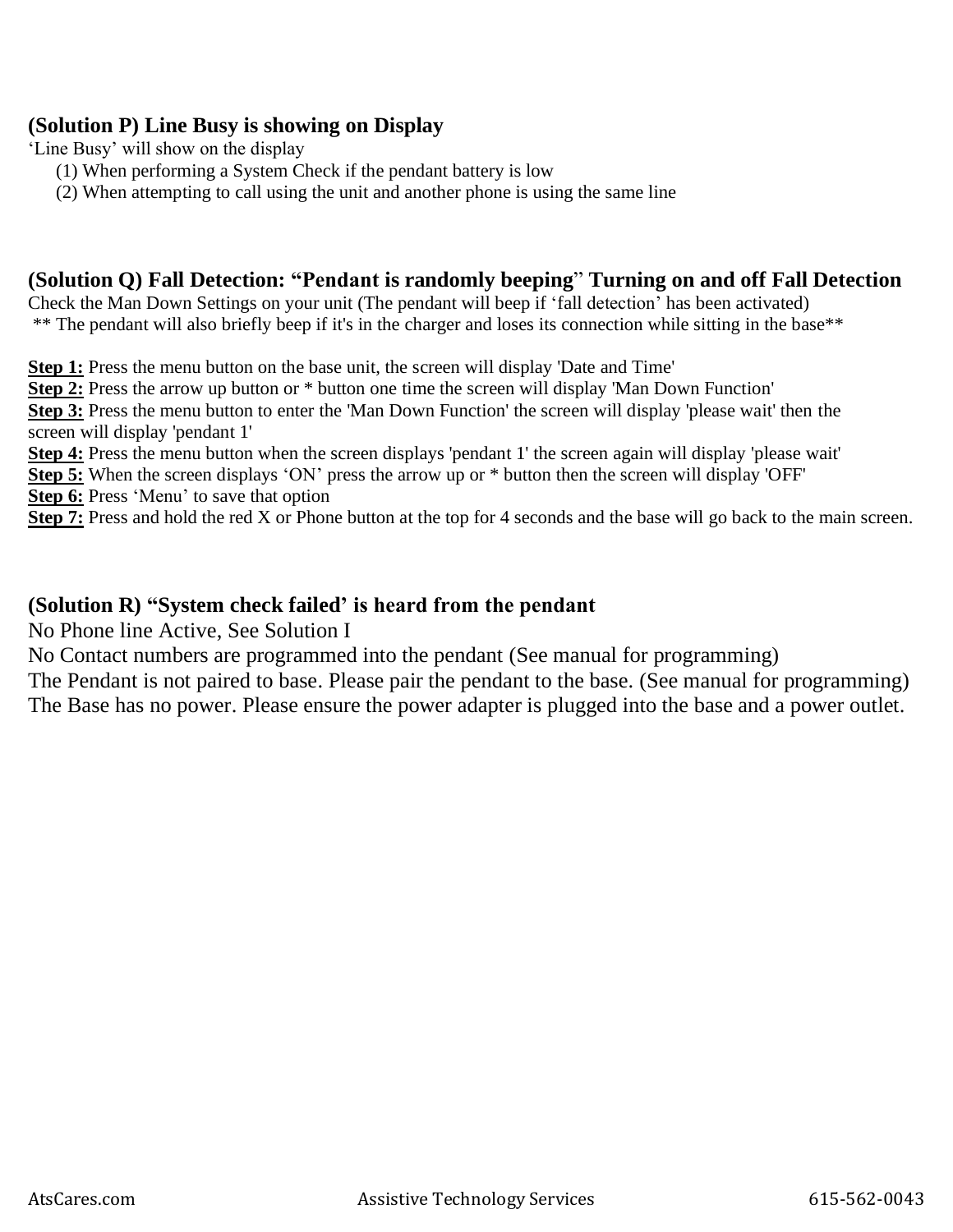## (Solution P) Line Busy is showing on Display

'Line Busy' will show on the display

(1) When performing a System Check if the pendant battery is low
(2) When attempting to call using the unit and another phone is using the same line

## (Solution Q) Fall Detection: "Pendant is randomly beeping" Turning on and off Fall Detection

Check the Man Down Settings on your unit (The pendant will beep if 'fall detection' has been activated)
** The pendant will also briefly beep if it's in the charger and loses its connection while sitting in the base**

**Step 1:** Press the menu button on the base unit, the screen will display 'Date and Time'
**Step 2:** Press the arrow up button or * button one time the screen will display 'Man Down Function'
**Step 3:** Press the menu button to enter the 'Man Down Function' the screen will display 'please wait' then the screen will display 'pendant 1'
**Step 4:** Press the menu button when the screen displays 'pendant 1' the screen again will display 'please wait'
**Step 5:** When the screen displays 'ON' press the arrow up or * button then the screen will display 'OFF'
**Step 6:** Press 'Menu' to save that option
**Step 7:** Press and hold the red X or Phone button at the top for 4 seconds and the base will go back to the main screen.

## (Solution R) "System check failed' is heard from the pendant

No Phone line Active, See Solution I
No Contact numbers are programmed into the pendant (See manual for programming)
The Pendant is not paired to base. Please pair the pendant to the base. (See manual for programming)
The Base has no power. Please ensure the power adapter is plugged into the base and a power outlet.